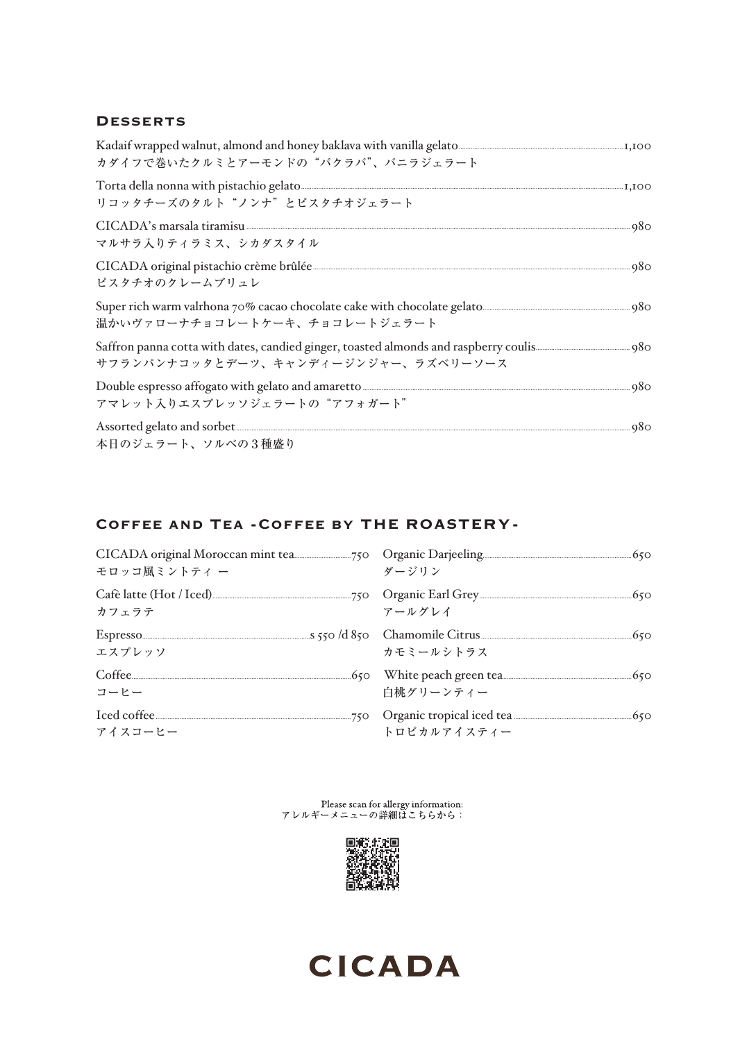## Desserts

Kadaif wrapped walnut, almond and honey baklava with vanilla gelato ..... 1,100
カダイフで巻いたクルミとアーモンドの"バクラバ"、バニラジェラート

Torta della nonna with pistachio gelato ..... 1,100
リコッタチーズのタルト"ノンナ"とピスタチオジェラート

CICADA's marsala tiramisu ..... 980
マルサラ入りティラミス、シカダスタイル

CICADA original pistachio crème brûlée ..... 980
ピスタチオのクレームブリュレ

Super rich warm valrhona 70% cacao chocolate cake with chocolate gelato ..... 980
温かいヴァローナチョコレートケーキ、チョコレートジェラート

Saffron panna cotta with dates, candied ginger, toasted almonds and raspberry coulis ..... 980
サフランパンナコッタとデーツ、キャンディージンジャー、ラズベリーソース

Double espresso affogato with gelato and amaretto ..... 980
アマレット入りエスプレッソジェラートの"アフォガート"

Assorted gelato and sorbet ..... 980
本日のジェラート、ソルベの3種盛り

## Coffee and Tea -Coffee by THE ROASTERY-

CICADA original Moroccan mint tea ..... 750
モロッコ風ミントティー

Cafè latte (Hot / Iced) ..... 750
カフェラテ

Espresso ..... s 550 /d 850
エスプレッソ

Coffee ..... 650
コーヒー

Iced coffee ..... 750
アイスコーヒー

Organic Darjeeling ..... 650
ダージリン

Organic Earl Grey ..... 650
アールグレイ

Chamomile Citrus ..... 650
カモミールシトラス

White peach green tea ..... 650
白桃グリーンティー

Organic tropical iced tea ..... 650
トロピカルアイスティー

Please scan for allergy information:
アレルギーメニューの詳細はこちらから：

CICADA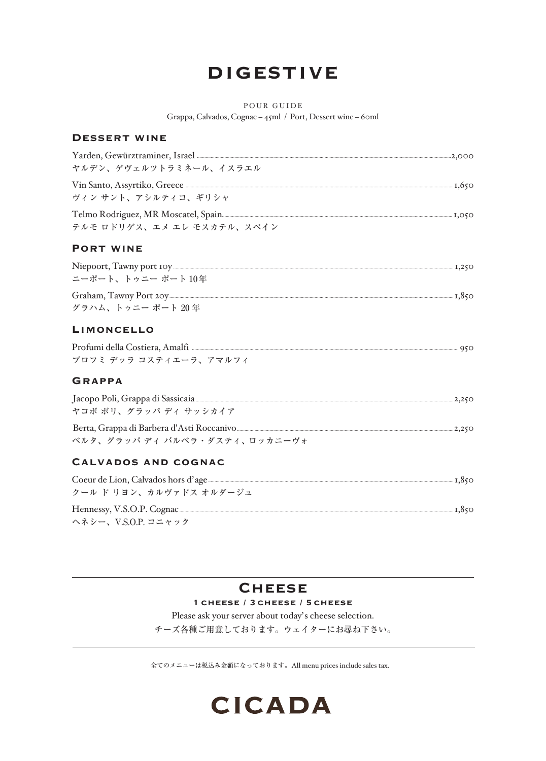# DIGESTIVE

POUR GUIDE
Grappa, Calvados, Cognac – 45ml / Port, Dessert wine – 60ml

## Dessert wine

Yarden, Gewürztraminer, Israel ........ 2,000
ヤルデン、ゲヴェルツトラミネール、イスラエル

Vin Santo, Assyrtiko, Greece ........ 1,650
ヴィン サント、アシルティコ、ギリシャ

Telmo Rodriguez, MR Moscatel, Spain ........ 1,050
テルモ ロドリゲス、エメ エレ モスカテル、スペイン

## Port wine

Niepoort, Tawny port 10y ........ 1,250
ニーポート、トゥニー ポート 10年

Graham, Tawny Port 20y ........ 1,850
グラハム、トゥニー ポート 20 年

## Limoncello

Profumi della Costiera, Amalfi ........ 950
プロフミ デッラ コスティエーラ、アマルフィ

## Grappa

Jacopo Poli, Grappa di Sassicaia ........ 2,250
ヤコポ ポリ、グラッパ ディ サッシカイア

Berta, Grappa di Barbera d'Asti Roccanivo ........ 2,250
ベルタ、グラッパ ディ バルベラ・ダスティ、ロッカニーヴォ

## Calvados and cognac

Coeur de Lion, Calvados hors d'age ........ 1,850
クール ド リヨン、カルヴァドス オルダージュ

Hennessy, V.S.O.P. Cognac ........ 1,850
ヘネシー、V.S.O.P. コニャック

---

## Cheese

**1 CHEESE / 3 CHEESE / 5 CHEESE**

Please ask your server about today's cheese selection.
チーズ各種ご用意しております。ウェイターにお尋ね下さい。

---

全てのメニューは税込み金額になっております。All menu prices include sales tax.

CICADA